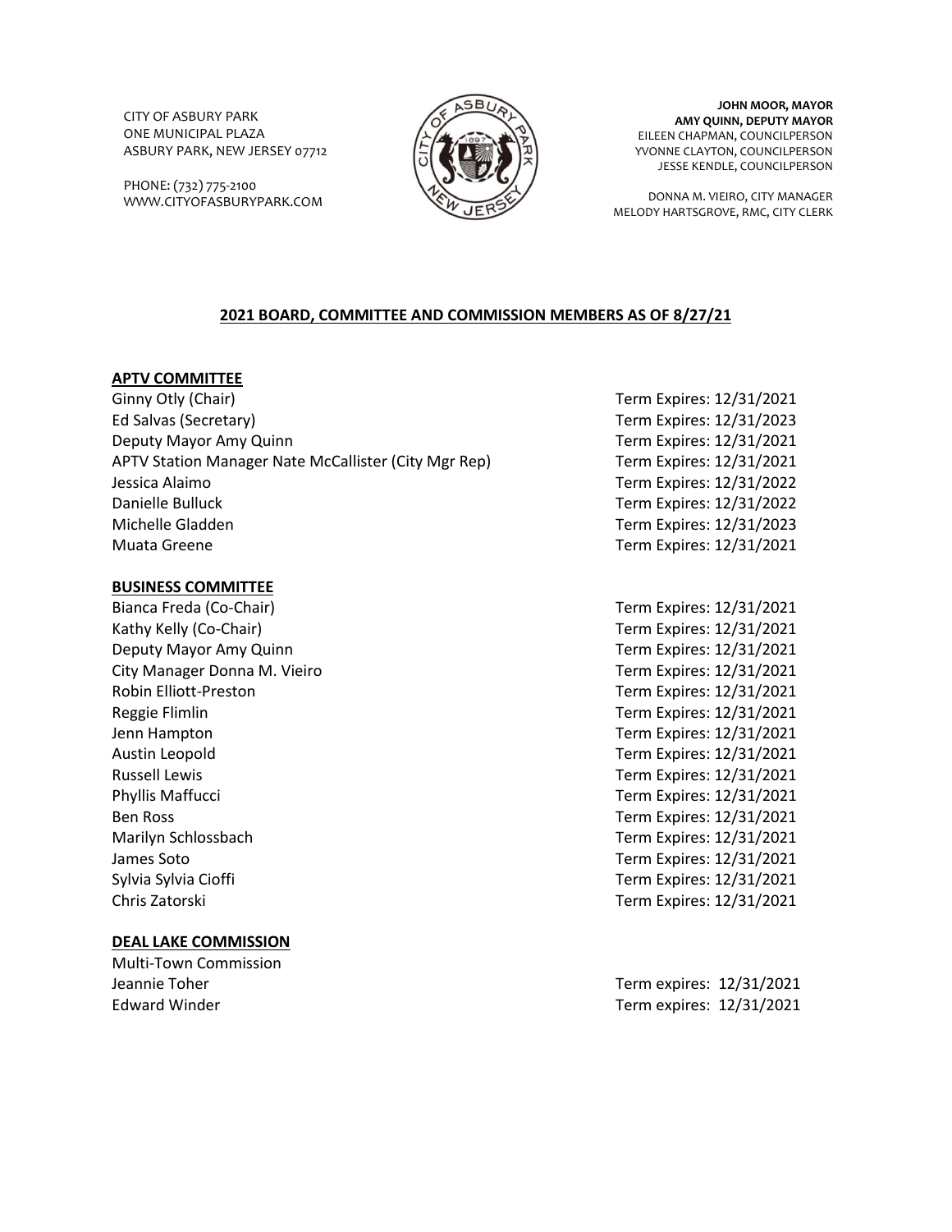CITY OF ASBURY PARK
ONE MUNICIPAL PLAZA
ASBURY PARK, NEW JERSEY 07712

PHONE: (732) 775-2100
WWW.CITYOFASBURYPARK.COM

**JOHN MOOR, MAYOR**
**AMY QUINN, DEPUTY MAYOR**
EILEEN CHAPMAN, COUNCILPERSON
YVONNE CLAYTON, COUNCILPERSON
JESSE KENDLE, COUNCILPERSON

DONNA M. VIEIRO, CITY MANAGER
MELODY HARTSGROVE, RMC, CITY CLERK

## 2021 BOARD, COMMITTEE AND COMMISSION MEMBERS AS OF 8/27/21

### APTV COMMITTEE

| Member | Term |
|---|---|
| Ginny Otly (Chair) | Term Expires: 12/31/2021 |
| Ed Salvas (Secretary) | Term Expires: 12/31/2023 |
| Deputy Mayor Amy Quinn | Term Expires: 12/31/2021 |
| APTV Station Manager Nate McCallister (City Mgr Rep) | Term Expires: 12/31/2021 |
| Jessica Alaimo | Term Expires: 12/31/2022 |
| Danielle Bulluck | Term Expires: 12/31/2022 |
| Michelle Gladden | Term Expires: 12/31/2023 |
| Muata Greene | Term Expires: 12/31/2021 |

### BUSINESS COMMITTEE

| Member | Term |
|---|---|
| Bianca Freda (Co-Chair) | Term Expires: 12/31/2021 |
| Kathy Kelly (Co-Chair) | Term Expires: 12/31/2021 |
| Deputy Mayor Amy Quinn | Term Expires: 12/31/2021 |
| City Manager Donna M. Vieiro | Term Expires: 12/31/2021 |
| Robin Elliott-Preston | Term Expires: 12/31/2021 |
| Reggie Flimlin | Term Expires: 12/31/2021 |
| Jenn Hampton | Term Expires: 12/31/2021 |
| Austin Leopold | Term Expires: 12/31/2021 |
| Russell Lewis | Term Expires: 12/31/2021 |
| Phyllis Maffucci | Term Expires: 12/31/2021 |
| Ben Ross | Term Expires: 12/31/2021 |
| Marilyn Schlossbach | Term Expires: 12/31/2021 |
| James Soto | Term Expires: 12/31/2021 |
| Sylvia Sylvia Cioffi | Term Expires: 12/31/2021 |
| Chris Zatorski | Term Expires: 12/31/2021 |

### DEAL LAKE COMMISSION

Multi-Town Commission

| Member | Term |
|---|---|
| Jeannie Toher | Term expires: 12/31/2021 |
| Edward Winder | Term expires: 12/31/2021 |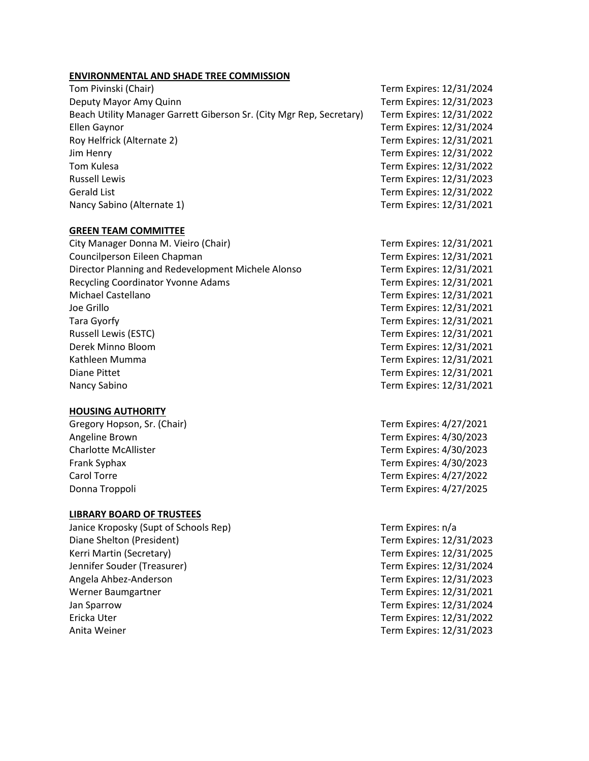**ENVIRONMENTAL AND SHADE TREE COMMISSION**

| | |
|---|---|
| Tom Pivinski (Chair) | Term Expires: 12/31/2024 |
| Deputy Mayor Amy Quinn | Term Expires: 12/31/2023 |
| Beach Utility Manager Garrett Giberson Sr. (City Mgr Rep, Secretary) | Term Expires: 12/31/2022 |
| Ellen Gaynor | Term Expires: 12/31/2024 |
| Roy Helfrick (Alternate 2) | Term Expires: 12/31/2021 |
| Jim Henry | Term Expires: 12/31/2022 |
| Tom Kulesa | Term Expires: 12/31/2022 |
| Russell Lewis | Term Expires: 12/31/2023 |
| Gerald List | Term Expires: 12/31/2022 |
| Nancy Sabino (Alternate 1) | Term Expires: 12/31/2021 |

**GREEN TEAM COMMITTEE**

| | |
|---|---|
| City Manager Donna M. Vieiro (Chair) | Term Expires: 12/31/2021 |
| Councilperson Eileen Chapman | Term Expires: 12/31/2021 |
| Director Planning and Redevelopment Michele Alonso | Term Expires: 12/31/2021 |
| Recycling Coordinator Yvonne Adams | Term Expires: 12/31/2021 |
| Michael Castellano | Term Expires: 12/31/2021 |
| Joe Grillo | Term Expires: 12/31/2021 |
| Tara Gyorfy | Term Expires: 12/31/2021 |
| Russell Lewis (ESTC) | Term Expires: 12/31/2021 |
| Derek Minno Bloom | Term Expires: 12/31/2021 |
| Kathleen Mumma | Term Expires: 12/31/2021 |
| Diane Pittet | Term Expires: 12/31/2021 |
| Nancy Sabino | Term Expires: 12/31/2021 |

**HOUSING AUTHORITY**

| | |
|---|---|
| Gregory Hopson, Sr. (Chair) | Term Expires: 4/27/2021 |
| Angeline Brown | Term Expires: 4/30/2023 |
| Charlotte McAllister | Term Expires: 4/30/2023 |
| Frank Syphax | Term Expires: 4/30/2023 |
| Carol Torre | Term Expires: 4/27/2022 |
| Donna Troppoli | Term Expires: 4/27/2025 |

**LIBRARY BOARD OF TRUSTEES**

| | |
|---|---|
| Janice Kroposky (Supt of Schools Rep) | Term Expires: n/a |
| Diane Shelton (President) | Term Expires: 12/31/2023 |
| Kerri Martin (Secretary) | Term Expires: 12/31/2025 |
| Jennifer Souder (Treasurer) | Term Expires: 12/31/2024 |
| Angela Ahbez-Anderson | Term Expires: 12/31/2023 |
| Werner Baumgartner | Term Expires: 12/31/2021 |
| Jan Sparrow | Term Expires: 12/31/2024 |
| Ericka Uter | Term Expires: 12/31/2022 |
| Anita Weiner | Term Expires: 12/31/2023 |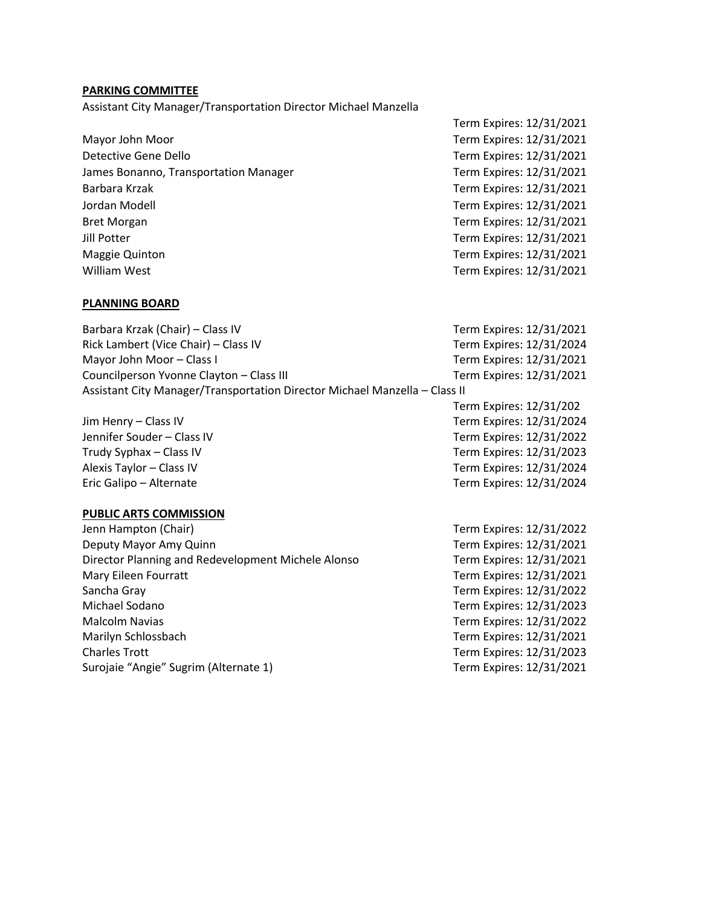**PARKING COMMITTEE**

Assistant City Manager/Transportation Director Michael Manzella — Term Expires: 12/31/2021

Mayor John Moor — Term Expires: 12/31/2021
Detective Gene Dello — Term Expires: 12/31/2021
James Bonanno, Transportation Manager — Term Expires: 12/31/2021
Barbara Krzak — Term Expires: 12/31/2021
Jordan Modell — Term Expires: 12/31/2021
Bret Morgan — Term Expires: 12/31/2021
Jill Potter — Term Expires: 12/31/2021
Maggie Quinton — Term Expires: 12/31/2021
William West — Term Expires: 12/31/2021

**PLANNING BOARD**

Barbara Krzak (Chair) – Class IV — Term Expires: 12/31/2021
Rick Lambert (Vice Chair) – Class IV — Term Expires: 12/31/2024
Mayor John Moor – Class I — Term Expires: 12/31/2021
Councilperson Yvonne Clayton – Class III — Term Expires: 12/31/2021
Assistant City Manager/Transportation Director Michael Manzella – Class II — Term Expires: 12/31/202

Jim Henry – Class IV — Term Expires: 12/31/2024
Jennifer Souder – Class IV — Term Expires: 12/31/2022
Trudy Syphax – Class IV — Term Expires: 12/31/2023
Alexis Taylor – Class IV — Term Expires: 12/31/2024
Eric Galipo – Alternate — Term Expires: 12/31/2024

**PUBLIC ARTS COMMISSION**

Jenn Hampton (Chair) — Term Expires: 12/31/2022
Deputy Mayor Amy Quinn — Term Expires: 12/31/2021
Director Planning and Redevelopment Michele Alonso — Term Expires: 12/31/2021
Mary Eileen Fourratt — Term Expires: 12/31/2021
Sancha Gray — Term Expires: 12/31/2022
Michael Sodano — Term Expires: 12/31/2023
Malcolm Navias — Term Expires: 12/31/2022
Marilyn Schlossbach — Term Expires: 12/31/2021
Charles Trott — Term Expires: 12/31/2023
Surojaie "Angie" Sugrim (Alternate 1) — Term Expires: 12/31/2021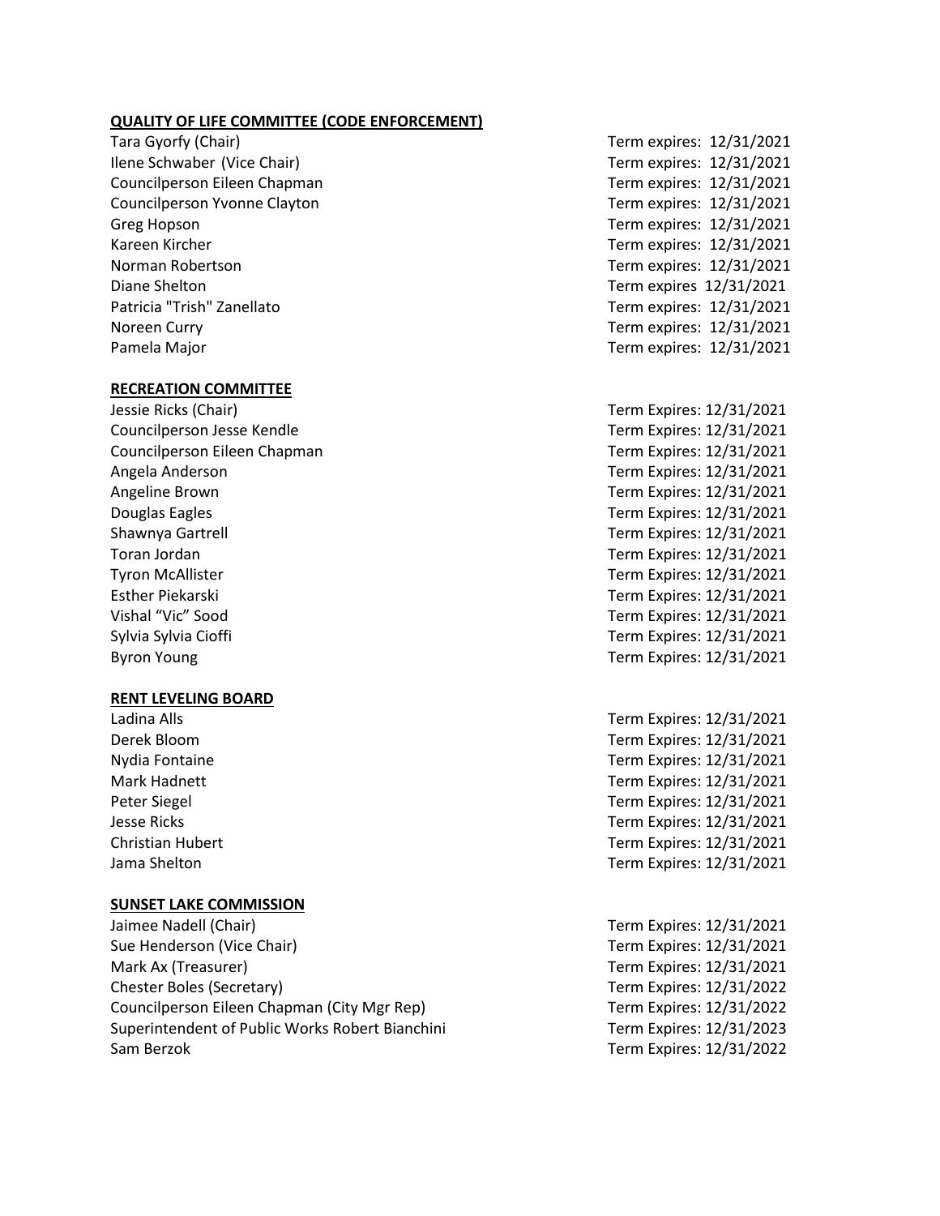**QUALITY OF LIFE COMMITTEE (CODE ENFORCEMENT)**

| | |
|---|---|
| Tara Gyorfy (Chair) | Term expires: 12/31/2021 |
| Ilene Schwaber (Vice Chair) | Term expires: 12/31/2021 |
| Councilperson Eileen Chapman | Term expires: 12/31/2021 |
| Councilperson Yvonne Clayton | Term expires: 12/31/2021 |
| Greg Hopson | Term expires: 12/31/2021 |
| Kareen Kircher | Term expires: 12/31/2021 |
| Norman Robertson | Term expires: 12/31/2021 |
| Diane Shelton | Term expires 12/31/2021 |
| Patricia "Trish" Zanellato | Term expires: 12/31/2021 |
| Noreen Curry | Term expires: 12/31/2021 |
| Pamela Major | Term expires: 12/31/2021 |

**RECREATION COMMITTEE**

| | |
|---|---|
| Jessie Ricks (Chair) | Term Expires: 12/31/2021 |
| Councilperson Jesse Kendle | Term Expires: 12/31/2021 |
| Councilperson Eileen Chapman | Term Expires: 12/31/2021 |
| Angela Anderson | Term Expires: 12/31/2021 |
| Angeline Brown | Term Expires: 12/31/2021 |
| Douglas Eagles | Term Expires: 12/31/2021 |
| Shawnya Gartrell | Term Expires: 12/31/2021 |
| Toran Jordan | Term Expires: 12/31/2021 |
| Tyron McAllister | Term Expires: 12/31/2021 |
| Esther Piekarski | Term Expires: 12/31/2021 |
| Vishal "Vic" Sood | Term Expires: 12/31/2021 |
| Sylvia Sylvia Cioffi | Term Expires: 12/31/2021 |
| Byron Young | Term Expires: 12/31/2021 |

**RENT LEVELING BOARD**

| | |
|---|---|
| Ladina Alls | Term Expires: 12/31/2021 |
| Derek Bloom | Term Expires: 12/31/2021 |
| Nydia Fontaine | Term Expires: 12/31/2021 |
| Mark Hadnett | Term Expires: 12/31/2021 |
| Peter Siegel | Term Expires: 12/31/2021 |
| Jesse Ricks | Term Expires: 12/31/2021 |
| Christian Hubert | Term Expires: 12/31/2021 |
| Jama Shelton | Term Expires: 12/31/2021 |

**SUNSET LAKE COMMISSION**

| | |
|---|---|
| Jaimee Nadell (Chair) | Term Expires: 12/31/2021 |
| Sue Henderson (Vice Chair) | Term Expires: 12/31/2021 |
| Mark Ax (Treasurer) | Term Expires: 12/31/2021 |
| Chester Boles (Secretary) | Term Expires: 12/31/2022 |
| Councilperson Eileen Chapman (City Mgr Rep) | Term Expires: 12/31/2022 |
| Superintendent of Public Works Robert Bianchini | Term Expires: 12/31/2023 |
| Sam Berzok | Term Expires: 12/31/2022 |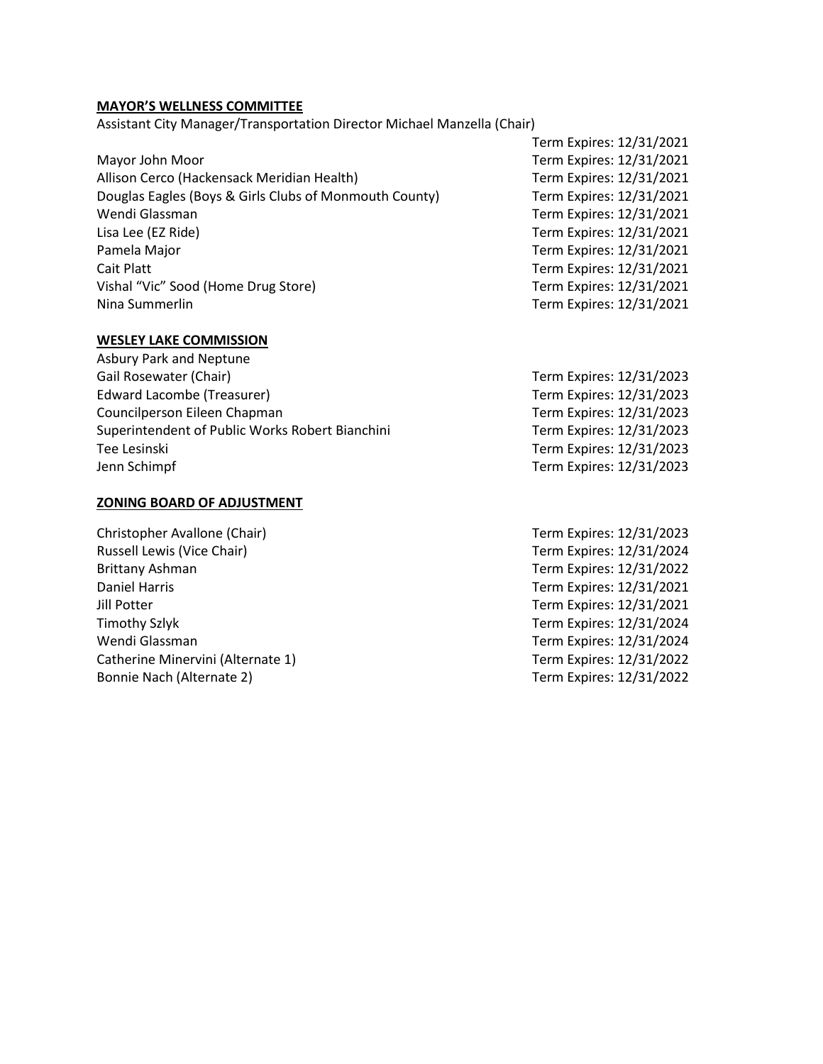**MAYOR'S WELLNESS COMMITTEE**

Assistant City Manager/Transportation Director Michael Manzella (Chair)

| | |
|---|---|
| | Term Expires: 12/31/2021 |
| Mayor John Moor | Term Expires: 12/31/2021 |
| Allison Cerco (Hackensack Meridian Health) | Term Expires: 12/31/2021 |
| Douglas Eagles (Boys & Girls Clubs of Monmouth County) | Term Expires: 12/31/2021 |
| Wendi Glassman | Term Expires: 12/31/2021 |
| Lisa Lee (EZ Ride) | Term Expires: 12/31/2021 |
| Pamela Major | Term Expires: 12/31/2021 |
| Cait Platt | Term Expires: 12/31/2021 |
| Vishal "Vic" Sood (Home Drug Store) | Term Expires: 12/31/2021 |
| Nina Summerlin | Term Expires: 12/31/2021 |

**WESLEY LAKE COMMISSION**

Asbury Park and Neptune

| | |
|---|---|
| Gail Rosewater (Chair) | Term Expires: 12/31/2023 |
| Edward Lacombe (Treasurer) | Term Expires: 12/31/2023 |
| Councilperson Eileen Chapman | Term Expires: 12/31/2023 |
| Superintendent of Public Works Robert Bianchini | Term Expires: 12/31/2023 |
| Tee Lesinski | Term Expires: 12/31/2023 |
| Jenn Schimpf | Term Expires: 12/31/2023 |

**ZONING BOARD OF ADJUSTMENT**

| | |
|---|---|
| Christopher Avallone (Chair) | Term Expires: 12/31/2023 |
| Russell Lewis (Vice Chair) | Term Expires: 12/31/2024 |
| Brittany Ashman | Term Expires: 12/31/2022 |
| Daniel Harris | Term Expires: 12/31/2021 |
| Jill Potter | Term Expires: 12/31/2021 |
| Timothy Szlyk | Term Expires: 12/31/2024 |
| Wendi Glassman | Term Expires: 12/31/2024 |
| Catherine Minervini (Alternate 1) | Term Expires: 12/31/2022 |
| Bonnie Nach (Alternate 2) | Term Expires: 12/31/2022 |